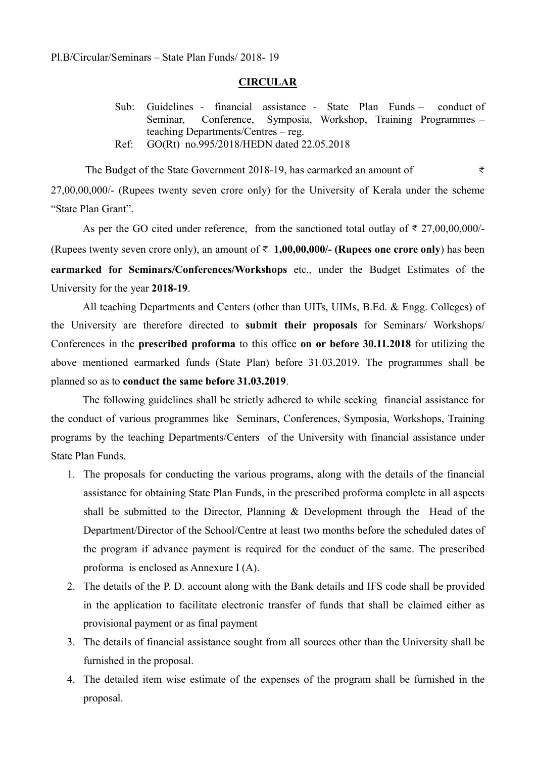Pl.B/Circular/Seminars – State Plan Funds/ 2018- 19

## CIRCULAR

Sub: Guidelines - financial assistance - State Plan Funds – conduct of Seminar, Conference, Symposia, Workshop, Training Programmes – teaching Departments/Centres – reg.

Ref: GO(Rt) no.995/2018/HEDN dated 22.05.2018

The Budget of the State Government 2018-19, has earmarked an amount of ₹ 27,00,00,000/- (Rupees twenty seven crore only) for the University of Kerala under the scheme "State Plan Grant".

As per the GO cited under reference, from the sanctioned total outlay of ₹ 27,00,00,000/- (Rupees twenty seven crore only), an amount of ₹ **1,00,00,000/- (Rupees one crore only**) has been **earmarked for Seminars/Conferences/Workshops** etc., under the Budget Estimates of the University for the year **2018-19**.

All teaching Departments and Centers (other than UITs, UIMs, B.Ed. & Engg. Colleges) of the University are therefore directed to **submit their proposals** for Seminars/ Workshops/ Conferences in the **prescribed proforma** to this office **on or before 30.11.2018** for utilizing the above mentioned earmarked funds (State Plan) before 31.03.2019. The programmes shall be planned so as to **conduct the same before 31.03.2019**.

The following guidelines shall be strictly adhered to while seeking financial assistance for the conduct of various programmes like Seminars, Conferences, Symposia, Workshops, Training programs by the teaching Departments/Centers of the University with financial assistance under State Plan Funds.

1. The proposals for conducting the various programs, along with the details of the financial assistance for obtaining State Plan Funds, in the prescribed proforma complete in all aspects shall be submitted to the Director, Planning & Development through the Head of the Department/Director of the School/Centre at least two months before the scheduled dates of the program if advance payment is required for the conduct of the same. The prescribed proforma is enclosed as Annexure I (A).
2. The details of the P. D. account along with the Bank details and IFS code shall be provided in the application to facilitate electronic transfer of funds that shall be claimed either as provisional payment or as final payment
3. The details of financial assistance sought from all sources other than the University shall be furnished in the proposal.
4. The detailed item wise estimate of the expenses of the program shall be furnished in the proposal.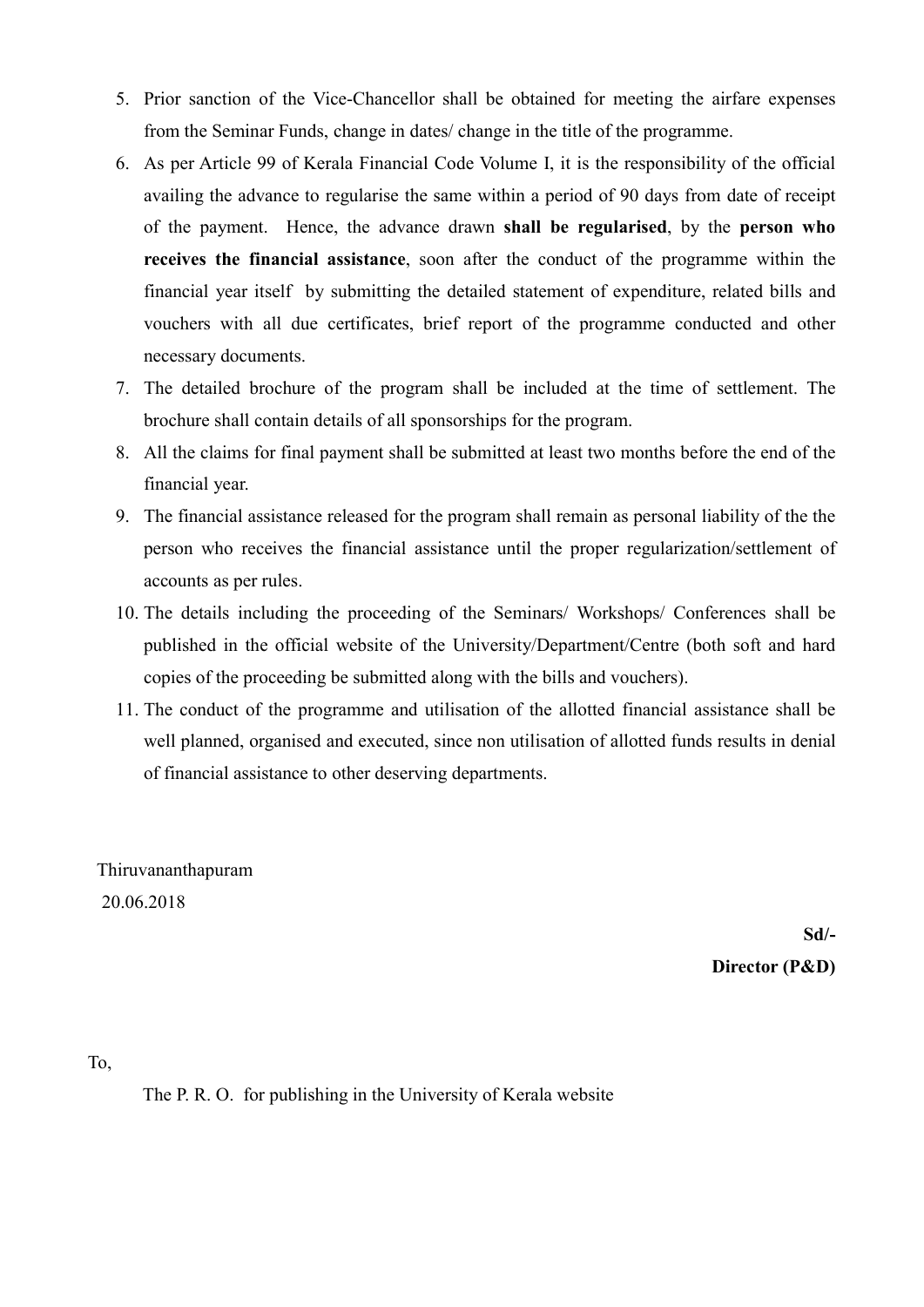5. Prior sanction of the Vice-Chancellor shall be obtained for meeting the airfare expenses from the Seminar Funds, change in dates/ change in the title of the programme.
6. As per Article 99 of Kerala Financial Code Volume I, it is the responsibility of the official availing the advance to regularise the same within a period of 90 days from date of receipt of the payment. Hence, the advance drawn **shall be regularised**, by the **person who receives the financial assistance**, soon after the conduct of the programme within the financial year itself by submitting the detailed statement of expenditure, related bills and vouchers with all due certificates, brief report of the programme conducted and other necessary documents.
7. The detailed brochure of the program shall be included at the time of settlement. The brochure shall contain details of all sponsorships for the program.
8. All the claims for final payment shall be submitted at least two months before the end of the financial year.
9. The financial assistance released for the program shall remain as personal liability of the the person who receives the financial assistance until the proper regularization/settlement of accounts as per rules.
10. The details including the proceeding of the Seminars/ Workshops/ Conferences shall be published in the official website of the University/Department/Centre (both soft and hard copies of the proceeding be submitted along with the bills and vouchers).
11. The conduct of the programme and utilisation of the allotted financial assistance shall be well planned, organised and executed, since non utilisation of allotted funds results in denial of financial assistance to other deserving departments.

Thiruvananthapuram
20.06.2018

**Sd/-**
**Director (P&D)**

To,

The P. R. O. for publishing in the University of Kerala website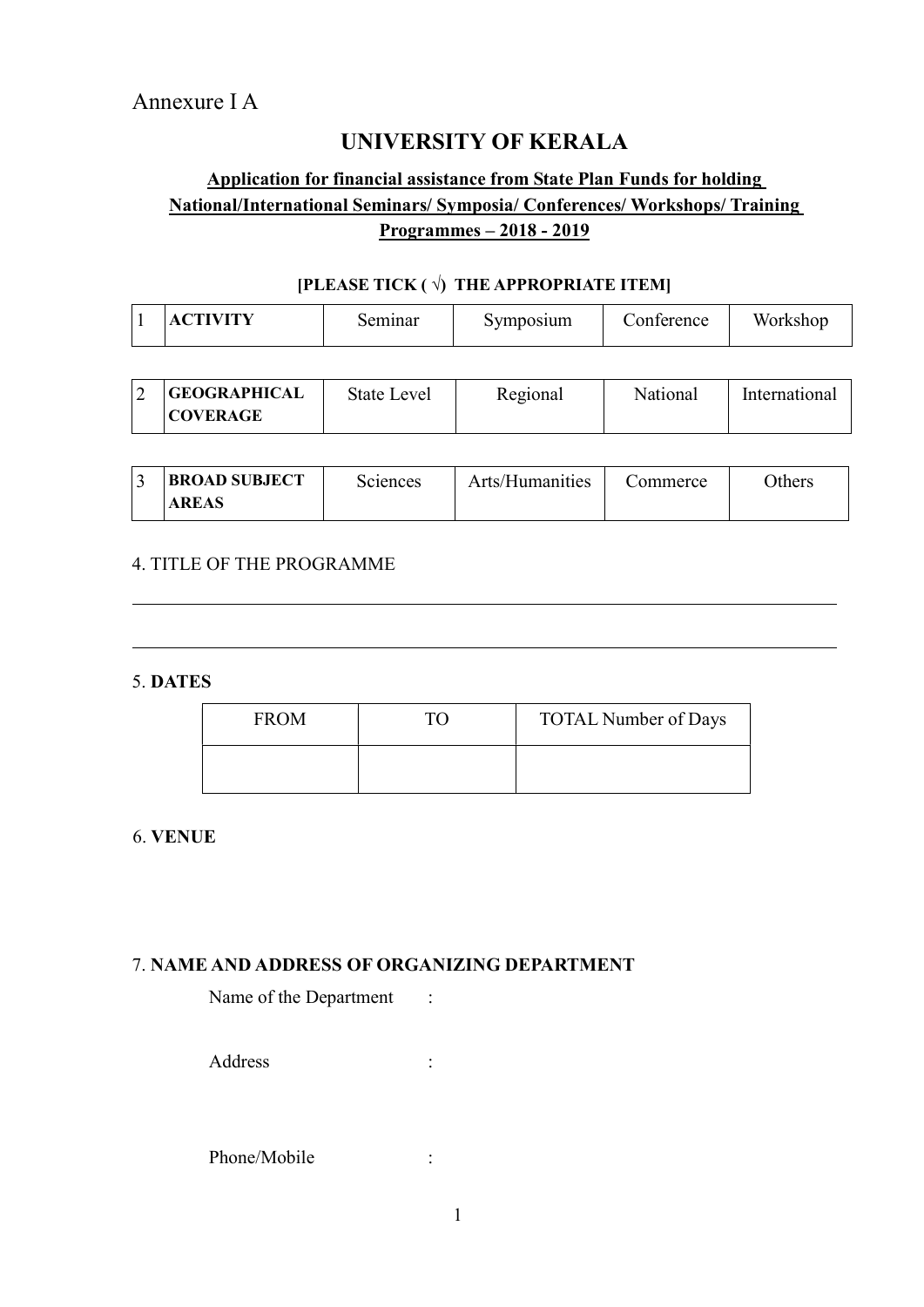Annexure I A

# UNIVERSITY OF KERALA

## Application for financial assistance from State Plan Funds for holding National/International Seminars/ Symposia/ Conferences/ Workshops/ Training Programmes – 2018 - 2019

**[PLEASE TICK ( √) THE APPROPRIATE ITEM]**

| 1 | **ACTIVITY** | Seminar | Symposium | Conference | Workshop |
|---|---|---|---|---|---|

| 2 | **GEOGRAPHICAL COVERAGE** | State Level | Regional | National | International |
|---|---|---|---|---|---|

| 3 | **BROAD SUBJECT AREAS** | Sciences | Arts/Humanities | Commerce | Others |
|---|---|---|---|---|---|

4. TITLE OF THE PROGRAMME

5. **DATES**

| FROM | TO | TOTAL Number of Days |
|---|---|---|
| | | |

6. **VENUE**

7. **NAME AND ADDRESS OF ORGANIZING DEPARTMENT**

Name of the Department :

Address :

Phone/Mobile :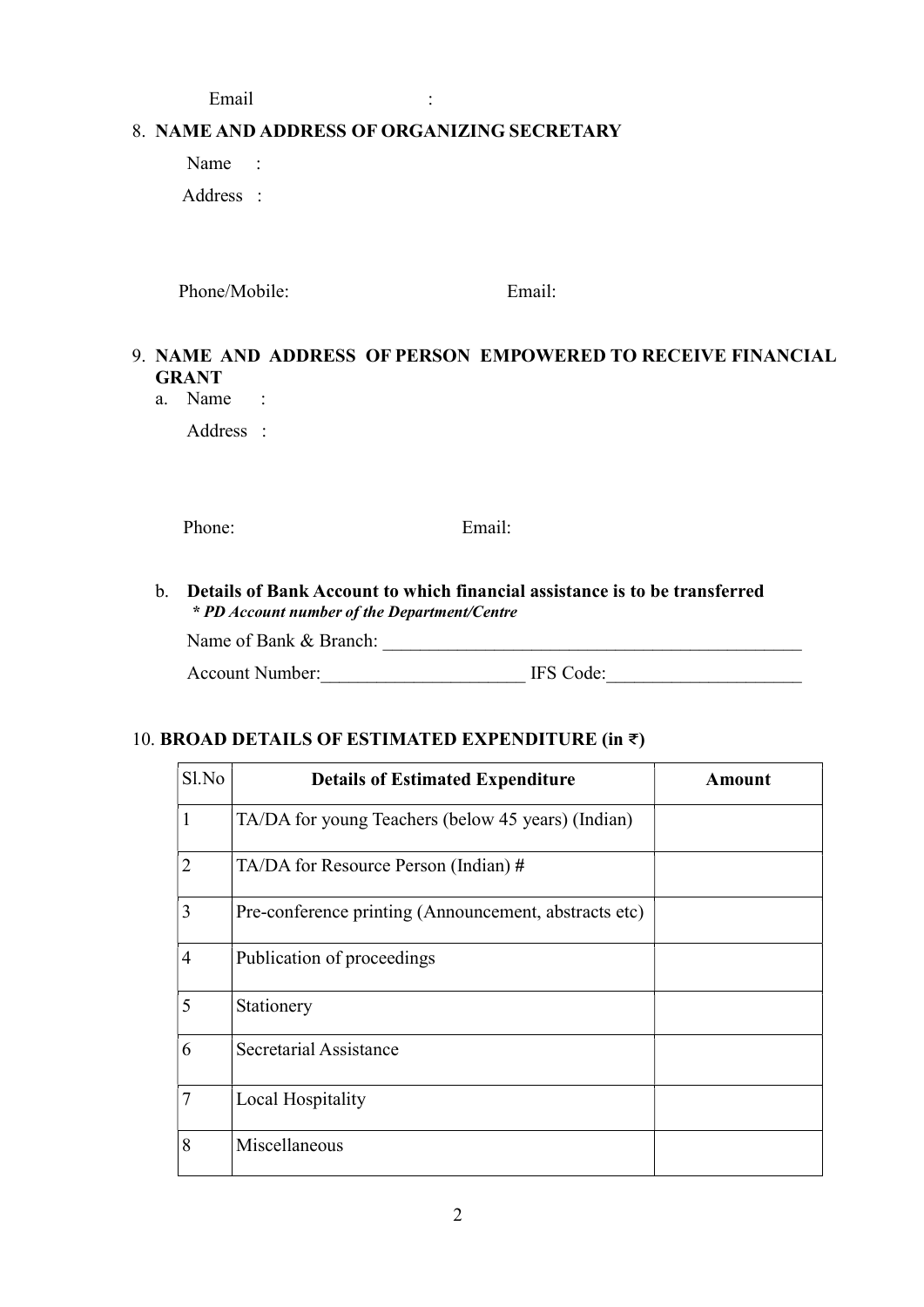Email :

8. **NAME AND ADDRESS OF ORGANIZING SECRETARY**

   Name :

   Address :

   Phone/Mobile: Email:

9. **NAME AND ADDRESS OF PERSON EMPOWERED TO RECEIVE FINANCIAL GRANT**

   a. Name :

      Address :

      Phone: Email:

   b. **Details of Bank Account to which financial assistance is to be transferred**
      ***\* PD Account number of the Department/Centre***

      Name of Bank & Branch: ______________________________________________

      Account Number:______________________ IFS Code:_____________________

10. **BROAD DETAILS OF ESTIMATED EXPENDITURE (in ₹)**

| Sl.No | Details of Estimated Expenditure | Amount |
|---|---|---|
| 1 | TA/DA for young Teachers (below 45 years) (Indian) | |
| 2 | TA/DA for Resource Person (Indian) # | |
| 3 | Pre-conference printing (Announcement, abstracts etc) | |
| 4 | Publication of proceedings | |
| 5 | Stationery | |
| 6 | Secretarial Assistance | |
| 7 | Local Hospitality | |
| 8 | Miscellaneous | |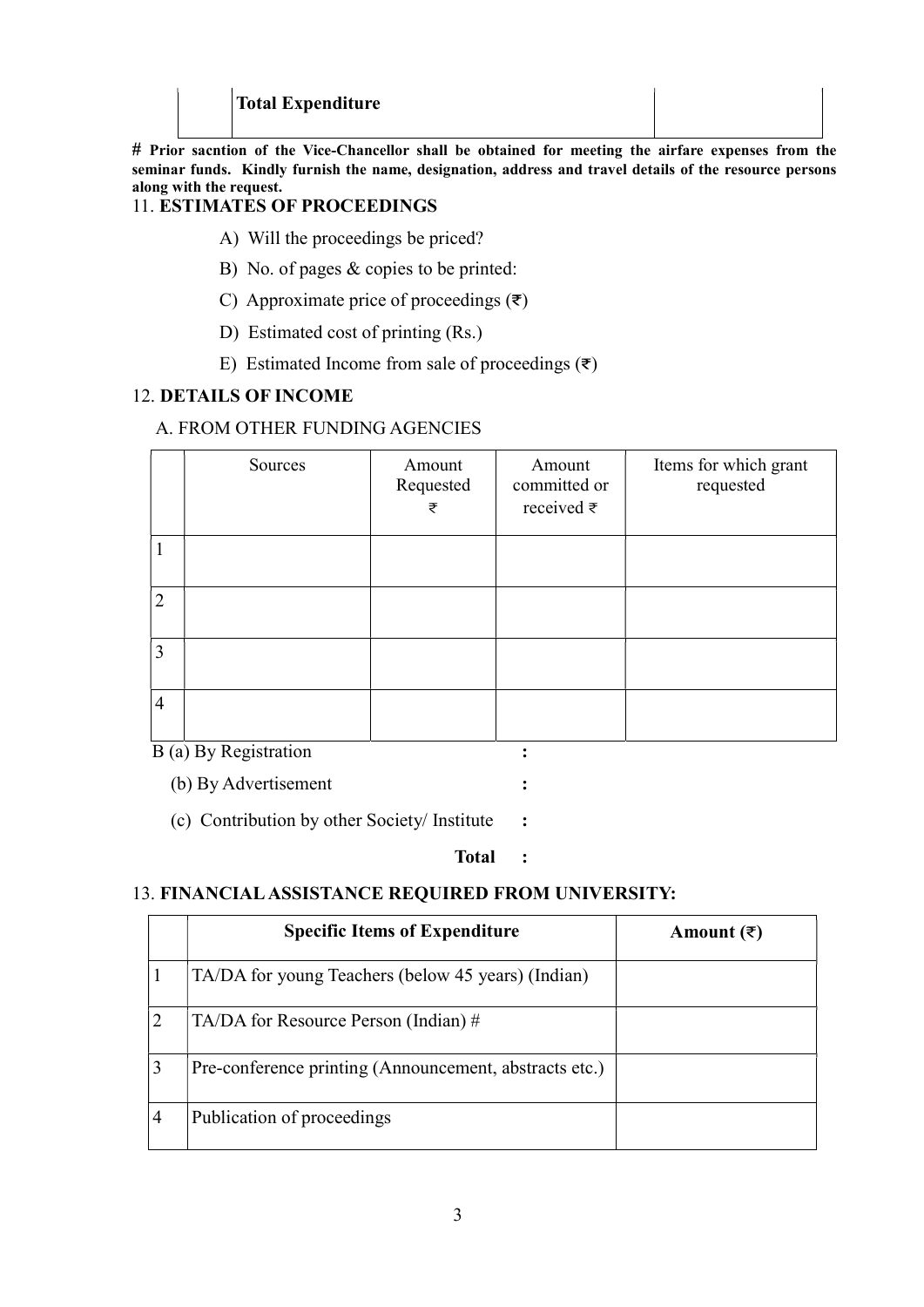| | Total Expenditure | |
|---|---|---|

**# Prior sacntion of the Vice-Chancellor shall be obtained for meeting the airfare expenses from the seminar funds. Kindly furnish the name, designation, address and travel details of the resource persons along with the request.**

11. **ESTIMATES OF PROCEEDINGS**

A) Will the proceedings be priced?

B) No. of pages & copies to be printed:

C) Approximate price of proceedings (₹)

D) Estimated cost of printing (Rs.)

E) Estimated Income from sale of proceedings (₹)

12. **DETAILS OF INCOME**

A. FROM OTHER FUNDING AGENCIES

| | Sources | Amount Requested ₹ | Amount committed or received ₹ | Items for which grant requested |
|---|---|---|---|---|
| 1 | | | | |
| 2 | | | | |
| 3 | | | | |
| 4 | | | | |

B (a) By Registration :

(b) By Advertisement :

(c) Contribution by other Society/ Institute :

**Total :**

13. **FINANCIAL ASSISTANCE REQUIRED FROM UNIVERSITY:**

| | Specific Items of Expenditure | Amount (₹) |
|---|---|---|
| 1 | TA/DA for young Teachers (below 45 years) (Indian) | |
| 2 | TA/DA for Resource Person (Indian) # | |
| 3 | Pre-conference printing (Announcement, abstracts etc.) | |
| 4 | Publication of proceedings | |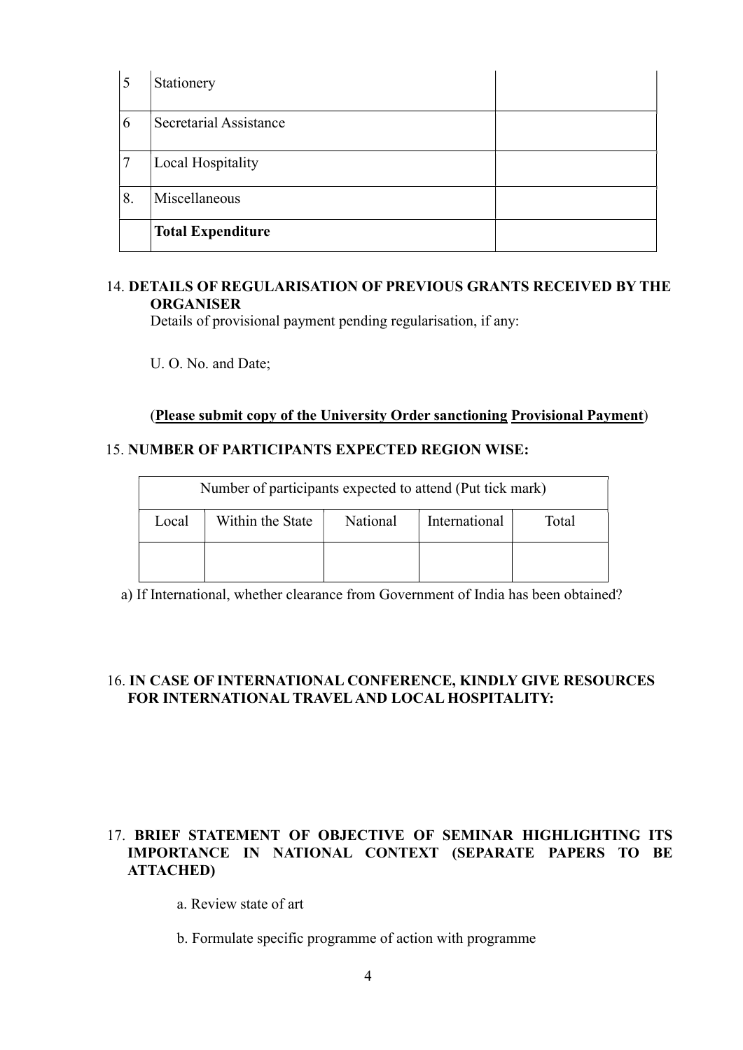| | | |
|---|---|---|
| 5 | Stationery | |
| 6 | Secretarial Assistance | |
| 7 | Local Hospitality | |
| 8. | Miscellaneous | |
| | **Total Expenditure** | |

14. **DETAILS OF REGULARISATION OF PREVIOUS GRANTS RECEIVED BY THE ORGANISER**

    Details of provisional payment pending regularisation, if any:

    U. O. No. and Date;

    (**<u>Please submit copy of the University Order sanctioning</u> <u>Provisional Payment</u>**)

15. **NUMBER OF PARTICIPANTS EXPECTED REGION WISE:**

| Number of participants expected to attend (Put tick mark) | | | | |
|---|---|---|---|---|
| Local | Within the State | National | International | Total |
| | | | | |

a) If International, whether clearance from Government of India has been obtained?

16. **IN CASE OF INTERNATIONAL CONFERENCE, KINDLY GIVE RESOURCES FOR INTERNATIONAL TRAVEL AND LOCAL HOSPITALITY:**

17. **BRIEF STATEMENT OF OBJECTIVE OF SEMINAR HIGHLIGHTING ITS IMPORTANCE IN NATIONAL CONTEXT (SEPARATE PAPERS TO BE ATTACHED)**

    a. Review state of art

    b. Formulate specific programme of action with programme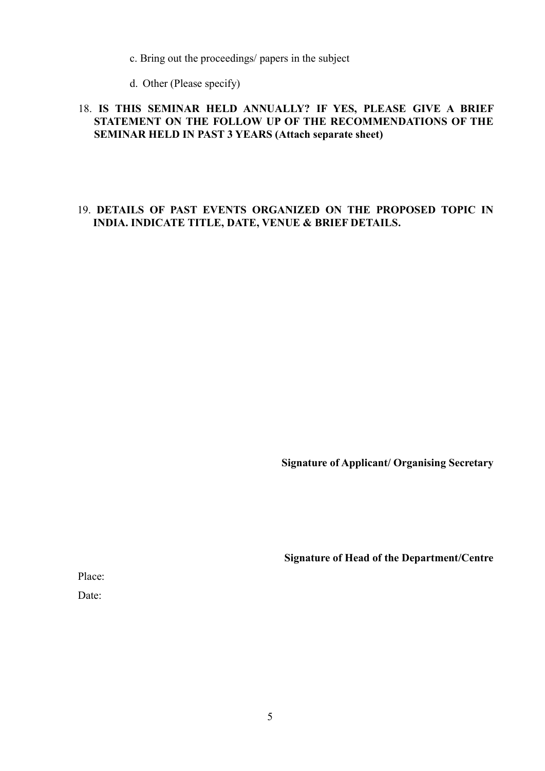c. Bring out the proceedings/ papers in the subject

d. Other (Please specify)

18. **IS THIS SEMINAR HELD ANNUALLY? IF YES, PLEASE GIVE A BRIEF STATEMENT ON THE FOLLOW UP OF THE RECOMMENDATIONS OF THE SEMINAR HELD IN PAST 3 YEARS (Attach separate sheet)**

19. **DETAILS OF PAST EVENTS ORGANIZED ON THE PROPOSED TOPIC IN INDIA. INDICATE TITLE, DATE, VENUE & BRIEF DETAILS.**

**Signature of Applicant/ Organising Secretary**

**Signature of Head of the Department/Centre**

Place:

Date: